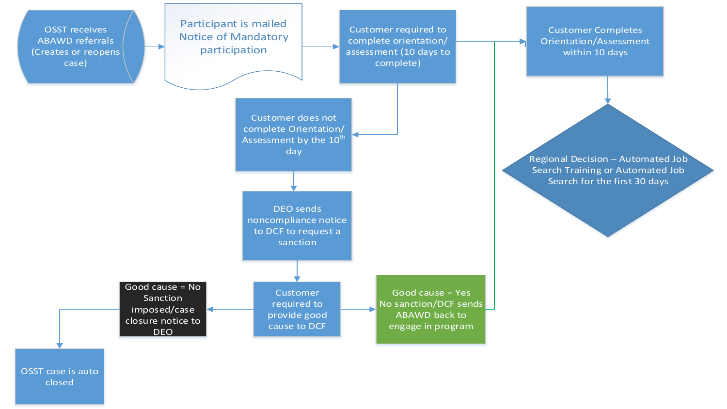OSST receives ABAWD referrals (Creates or reopens case)

Participant is mailed Notice of Mandatory participation

Customer required to complete orientation/ assessment (10 days to complete)

Customer Completes Orientation/Assessment within 10 days

Regional Decision – Automated Job Search Training or Automated Job Search for the first 30 days

Customer does not complete Orientation/ Assessment by the 10th day

DEO sends noncompliance notice to DCF to request a sanction

Customer required to provide good cause to DCF

Good cause = No Sanction imposed/case closure notice to DEO

Good cause = Yes No sanction/DCF sends ABAWD back to engage in program

OSST case is auto closed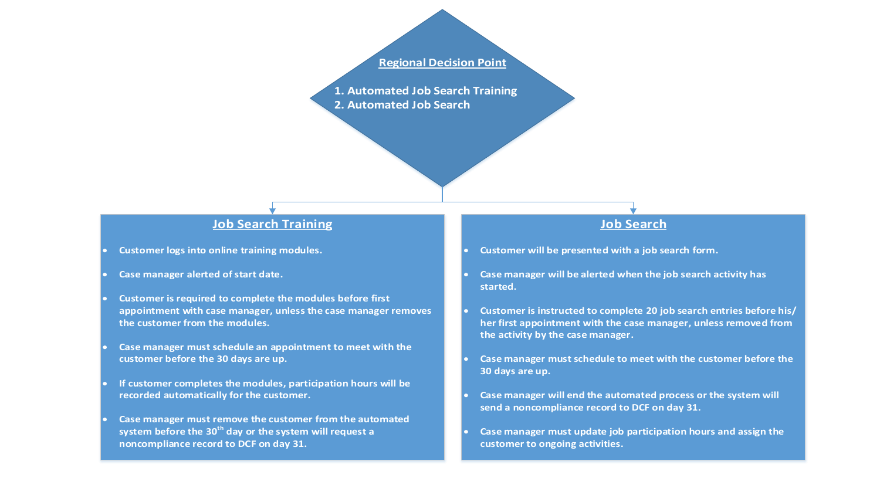## Regional Decision Point

1. Automated Job Search Training
2. Automated Job Search

### Job Search Training

- Customer logs into online training modules.
- Case manager alerted of start date.
- Customer is required to complete the modules before first appointment with case manager, unless the case manager removes the customer from the modules.
- Case manager must schedule an appointment to meet with the customer before the 30 days are up.
- If customer completes the modules, participation hours will be recorded automatically for the customer.
- Case manager must remove the customer from the automated system before the 30th day or the system will request a noncompliance record to DCF on day 31.

### Job Search

- Customer will be presented with a job search form.
- Case manager will be alerted when the job search activity has started.
- Customer is instructed to complete 20 job search entries before his/her first appointment with the case manager, unless removed from the activity by the case manager.
- Case manager must schedule to meet with the customer before the 30 days are up.
- Case manager will end the automated process or the system will send a noncompliance record to DCF on day 31.
- Case manager must update job participation hours and assign the customer to ongoing activities.